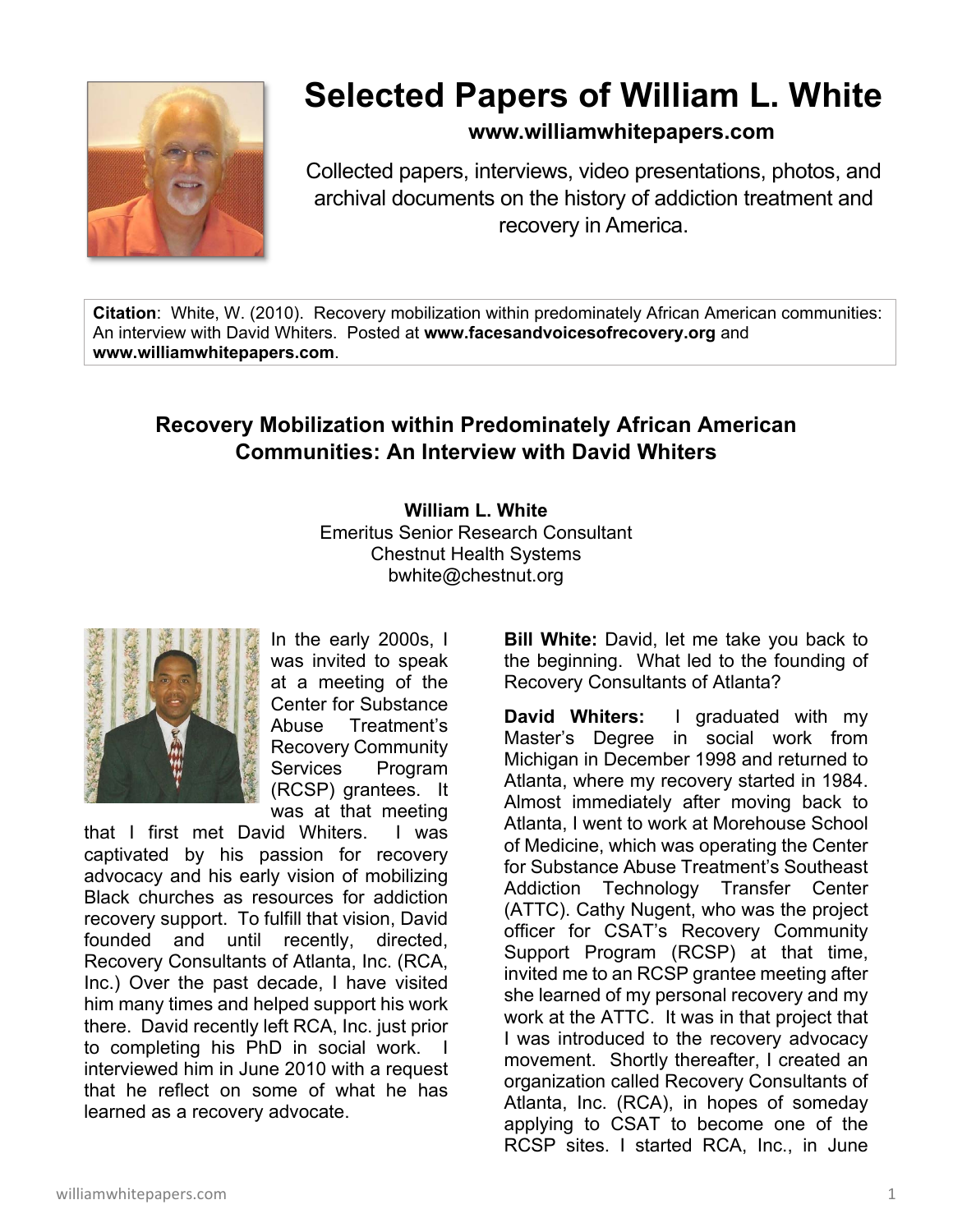# Selected Papers of William L. White

**www.williamwhitepapers.com**

Collected papers, interviews, video presentations, photos, and archival documents on the history of addiction treatment and recovery in America.

**Citation**: White, W. (2010). Recovery mobilization within predominately African American communities: An interview with David Whiters. Posted at **www.facesandvoicesofrecovery.org** and **www.williamwhitepapers.com**.

## Recovery Mobilization within Predominately African American Communities: An Interview with David Whiters

**William L. White**
Emeritus Senior Research Consultant
Chestnut Health Systems
bwhite@chestnut.org

In the early 2000s, I was invited to speak at a meeting of the Center for Substance Abuse Treatment's Recovery Community Services Program (RCSP) grantees. It was at that meeting that I first met David Whiters. I was captivated by his passion for recovery advocacy and his early vision of mobilizing Black churches as resources for addiction recovery support. To fulfill that vision, David founded and until recently, directed, Recovery Consultants of Atlanta, Inc. (RCA, Inc.) Over the past decade, I have visited him many times and helped support his work there. David recently left RCA, Inc. just prior to completing his PhD in social work. I interviewed him in June 2010 with a request that he reflect on some of what he has learned as a recovery advocate.

**Bill White:** David, let me take you back to the beginning. What led to the founding of Recovery Consultants of Atlanta?

**David Whiters:** I graduated with my Master's Degree in social work from Michigan in December 1998 and returned to Atlanta, where my recovery started in 1984. Almost immediately after moving back to Atlanta, I went to work at Morehouse School of Medicine, which was operating the Center for Substance Abuse Treatment's Southeast Addiction Technology Transfer Center (ATTC). Cathy Nugent, who was the project officer for CSAT's Recovery Community Support Program (RCSP) at that time, invited me to an RCSP grantee meeting after she learned of my personal recovery and my work at the ATTC. It was in that project that I was introduced to the recovery advocacy movement. Shortly thereafter, I created an organization called Recovery Consultants of Atlanta, Inc. (RCA), in hopes of someday applying to CSAT to become one of the RCSP sites. I started RCA, Inc., in June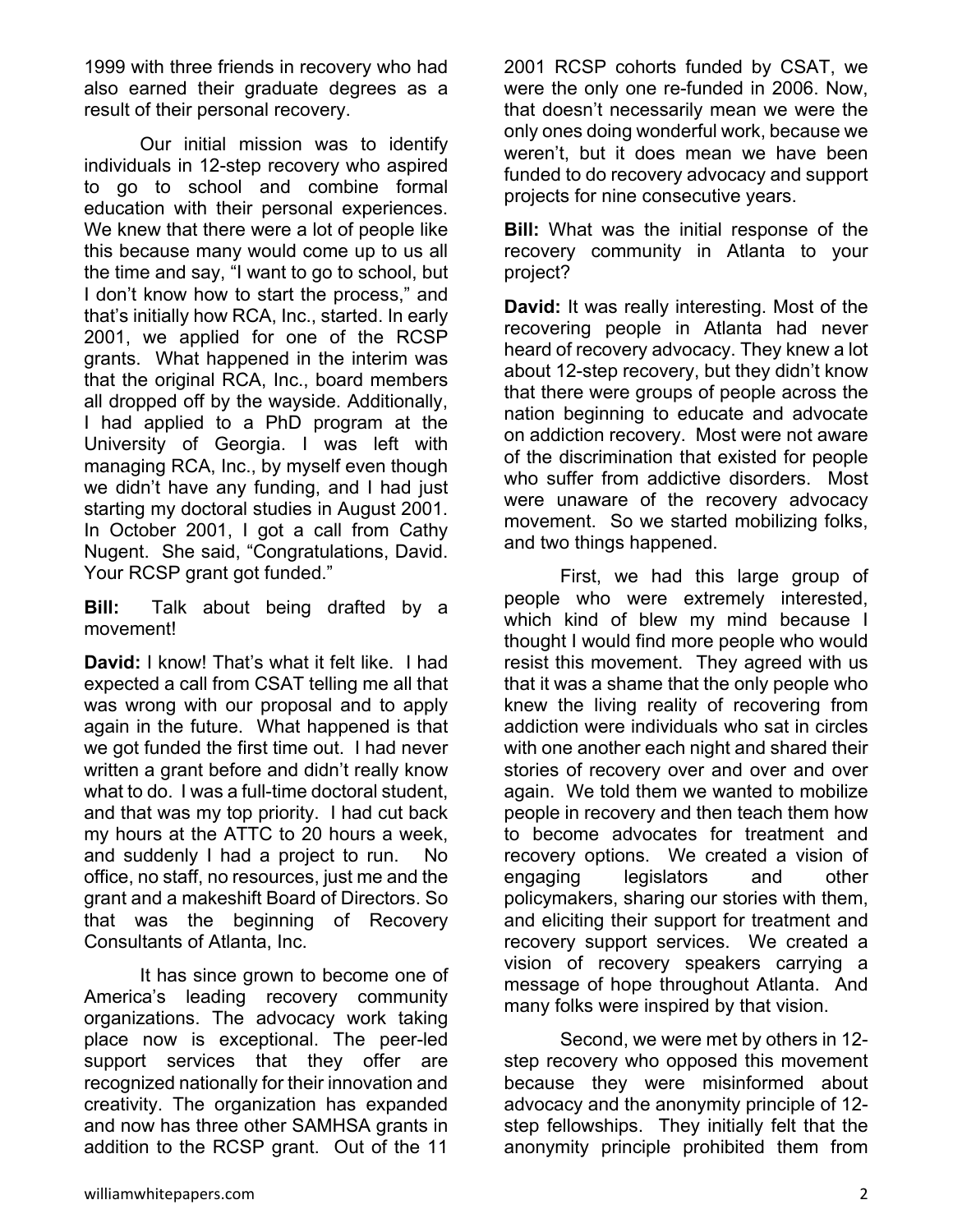1999 with three friends in recovery who had also earned their graduate degrees as a result of their personal recovery.

Our initial mission was to identify individuals in 12-step recovery who aspired to go to school and combine formal education with their personal experiences. We knew that there were a lot of people like this because many would come up to us all the time and say, "I want to go to school, but I don't know how to start the process," and that's initially how RCA, Inc., started. In early 2001, we applied for one of the RCSP grants. What happened in the interim was that the original RCA, Inc., board members all dropped off by the wayside. Additionally, I had applied to a PhD program at the University of Georgia. I was left with managing RCA, Inc., by myself even though we didn't have any funding, and I had just starting my doctoral studies in August 2001. In October 2001, I got a call from Cathy Nugent. She said, "Congratulations, David. Your RCSP grant got funded."

**Bill:** Talk about being drafted by a movement!

**David:** I know! That's what it felt like. I had expected a call from CSAT telling me all that was wrong with our proposal and to apply again in the future. What happened is that we got funded the first time out. I had never written a grant before and didn't really know what to do. I was a full-time doctoral student, and that was my top priority. I had cut back my hours at the ATTC to 20 hours a week, and suddenly I had a project to run. No office, no staff, no resources, just me and the grant and a makeshift Board of Directors. So that was the beginning of Recovery Consultants of Atlanta, Inc.

It has since grown to become one of America's leading recovery community organizations. The advocacy work taking place now is exceptional. The peer-led support services that they offer are recognized nationally for their innovation and creativity. The organization has expanded and now has three other SAMHSA grants in addition to the RCSP grant. Out of the 11 2001 RCSP cohorts funded by CSAT, we were the only one re-funded in 2006. Now, that doesn't necessarily mean we were the only ones doing wonderful work, because we weren't, but it does mean we have been funded to do recovery advocacy and support projects for nine consecutive years.

**Bill:** What was the initial response of the recovery community in Atlanta to your project?

**David:** It was really interesting. Most of the recovering people in Atlanta had never heard of recovery advocacy. They knew a lot about 12-step recovery, but they didn't know that there were groups of people across the nation beginning to educate and advocate on addiction recovery. Most were not aware of the discrimination that existed for people who suffer from addictive disorders. Most were unaware of the recovery advocacy movement. So we started mobilizing folks, and two things happened.

First, we had this large group of people who were extremely interested, which kind of blew my mind because I thought I would find more people who would resist this movement. They agreed with us that it was a shame that the only people who knew the living reality of recovering from addiction were individuals who sat in circles with one another each night and shared their stories of recovery over and over and over again. We told them we wanted to mobilize people in recovery and then teach them how to become advocates for treatment and recovery options. We created a vision of engaging legislators and other policymakers, sharing our stories with them, and eliciting their support for treatment and recovery support services. We created a vision of recovery speakers carrying a message of hope throughout Atlanta. And many folks were inspired by that vision.

Second, we were met by others in 12-step recovery who opposed this movement because they were misinformed about advocacy and the anonymity principle of 12-step fellowships. They initially felt that the anonymity principle prohibited them from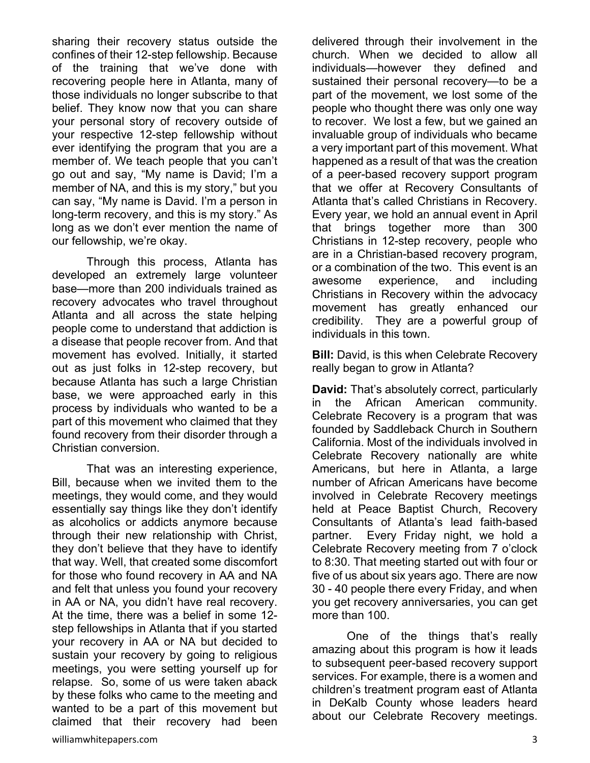sharing their recovery status outside the confines of their 12-step fellowship. Because of the training that we've done with recovering people here in Atlanta, many of those individuals no longer subscribe to that belief. They know now that you can share your personal story of recovery outside of your respective 12-step fellowship without ever identifying the program that you are a member of. We teach people that you can't go out and say, "My name is David; I'm a member of NA, and this is my story," but you can say, "My name is David. I'm a person in long-term recovery, and this is my story." As long as we don't ever mention the name of our fellowship, we're okay.

Through this process, Atlanta has developed an extremely large volunteer base—more than 200 individuals trained as recovery advocates who travel throughout Atlanta and all across the state helping people come to understand that addiction is a disease that people recover from. And that movement has evolved. Initially, it started out as just folks in 12-step recovery, but because Atlanta has such a large Christian base, we were approached early in this process by individuals who wanted to be a part of this movement who claimed that they found recovery from their disorder through a Christian conversion.

That was an interesting experience, Bill, because when we invited them to the meetings, they would come, and they would essentially say things like they don't identify as alcoholics or addicts anymore because through their new relationship with Christ, they don't believe that they have to identify that way. Well, that created some discomfort for those who found recovery in AA and NA and felt that unless you found your recovery in AA or NA, you didn't have real recovery. At the time, there was a belief in some 12-step fellowships in Atlanta that if you started your recovery in AA or NA but decided to sustain your recovery by going to religious meetings, you were setting yourself up for relapse. So, some of us were taken aback by these folks who came to the meeting and wanted to be a part of this movement but claimed that their recovery had been delivered through their involvement in the church. When we decided to allow all individuals—however they defined and sustained their personal recovery—to be a part of the movement, we lost some of the people who thought there was only one way to recover. We lost a few, but we gained an invaluable group of individuals who became a very important part of this movement. What happened as a result of that was the creation of a peer-based recovery support program that we offer at Recovery Consultants of Atlanta that's called Christians in Recovery. Every year, we hold an annual event in April that brings together more than 300 Christians in 12-step recovery, people who are in a Christian-based recovery program, or a combination of the two. This event is an awesome experience, and including Christians in Recovery within the advocacy movement has greatly enhanced our credibility. They are a powerful group of individuals in this town.

**Bill:** David, is this when Celebrate Recovery really began to grow in Atlanta?

**David:** That's absolutely correct, particularly in the African American community. Celebrate Recovery is a program that was founded by Saddleback Church in Southern California. Most of the individuals involved in Celebrate Recovery nationally are white Americans, but here in Atlanta, a large number of African Americans have become involved in Celebrate Recovery meetings held at Peace Baptist Church, Recovery Consultants of Atlanta's lead faith-based partner. Every Friday night, we hold a Celebrate Recovery meeting from 7 o'clock to 8:30. That meeting started out with four or five of us about six years ago. There are now 30 - 40 people there every Friday, and when you get recovery anniversaries, you can get more than 100.

One of the things that's really amazing about this program is how it leads to subsequent peer-based recovery support services. For example, there is a women and children's treatment program east of Atlanta in DeKalb County whose leaders heard about our Celebrate Recovery meetings.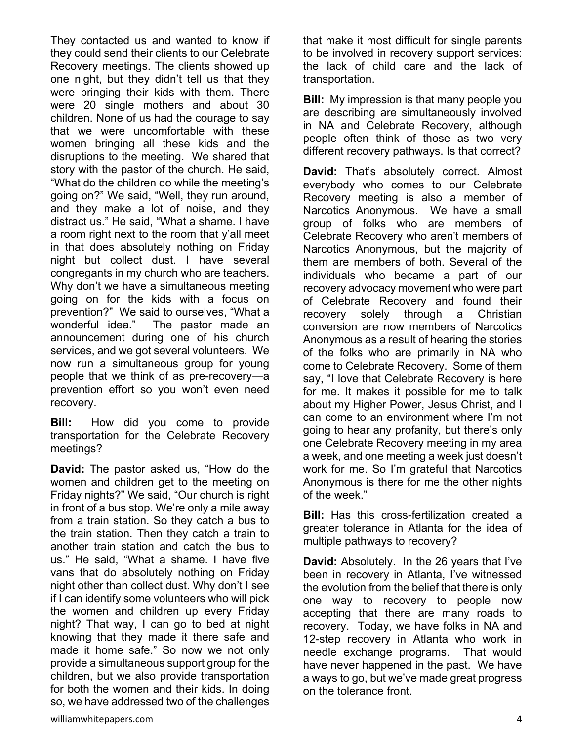They contacted us and wanted to know if they could send their clients to our Celebrate Recovery meetings. The clients showed up one night, but they didn't tell us that they were bringing their kids with them. There were 20 single mothers and about 30 children. None of us had the courage to say that we were uncomfortable with these women bringing all these kids and the disruptions to the meeting. We shared that story with the pastor of the church. He said, "What do the children do while the meeting's going on?" We said, "Well, they run around, and they make a lot of noise, and they distract us." He said, "What a shame. I have a room right next to the room that y'all meet in that does absolutely nothing on Friday night but collect dust. I have several congregants in my church who are teachers. Why don't we have a simultaneous meeting going on for the kids with a focus on prevention?" We said to ourselves, "What a wonderful idea." The pastor made an announcement during one of his church services, and we got several volunteers. We now run a simultaneous group for young people that we think of as pre-recovery—a prevention effort so you won't even need recovery.

**Bill:** How did you come to provide transportation for the Celebrate Recovery meetings?

**David:** The pastor asked us, "How do the women and children get to the meeting on Friday nights?" We said, "Our church is right in front of a bus stop. We're only a mile away from a train station. So they catch a bus to the train station. Then they catch a train to another train station and catch the bus to us." He said, "What a shame. I have five vans that do absolutely nothing on Friday night other than collect dust. Why don't I see if I can identify some volunteers who will pick the women and children up every Friday night? That way, I can go to bed at night knowing that they made it there safe and made it home safe." So now we not only provide a simultaneous support group for the children, but we also provide transportation for both the women and their kids. In doing so, we have addressed two of the challenges that make it most difficult for single parents to be involved in recovery support services: the lack of child care and the lack of transportation.

**Bill:** My impression is that many people you are describing are simultaneously involved in NA and Celebrate Recovery, although people often think of those as two very different recovery pathways. Is that correct?

**David:** That's absolutely correct. Almost everybody who comes to our Celebrate Recovery meeting is also a member of Narcotics Anonymous. We have a small group of folks who are members of Celebrate Recovery who aren't members of Narcotics Anonymous, but the majority of them are members of both. Several of the individuals who became a part of our recovery advocacy movement who were part of Celebrate Recovery and found their recovery solely through a Christian conversion are now members of Narcotics Anonymous as a result of hearing the stories of the folks who are primarily in NA who come to Celebrate Recovery. Some of them say, "I love that Celebrate Recovery is here for me. It makes it possible for me to talk about my Higher Power, Jesus Christ, and I can come to an environment where I'm not going to hear any profanity, but there's only one Celebrate Recovery meeting in my area a week, and one meeting a week just doesn't work for me. So I'm grateful that Narcotics Anonymous is there for me the other nights of the week."

**Bill:** Has this cross-fertilization created a greater tolerance in Atlanta for the idea of multiple pathways to recovery?

**David:** Absolutely. In the 26 years that I've been in recovery in Atlanta, I've witnessed the evolution from the belief that there is only one way to recovery to people now accepting that there are many roads to recovery. Today, we have folks in NA and 12-step recovery in Atlanta who work in needle exchange programs. That would have never happened in the past. We have a ways to go, but we've made great progress on the tolerance front.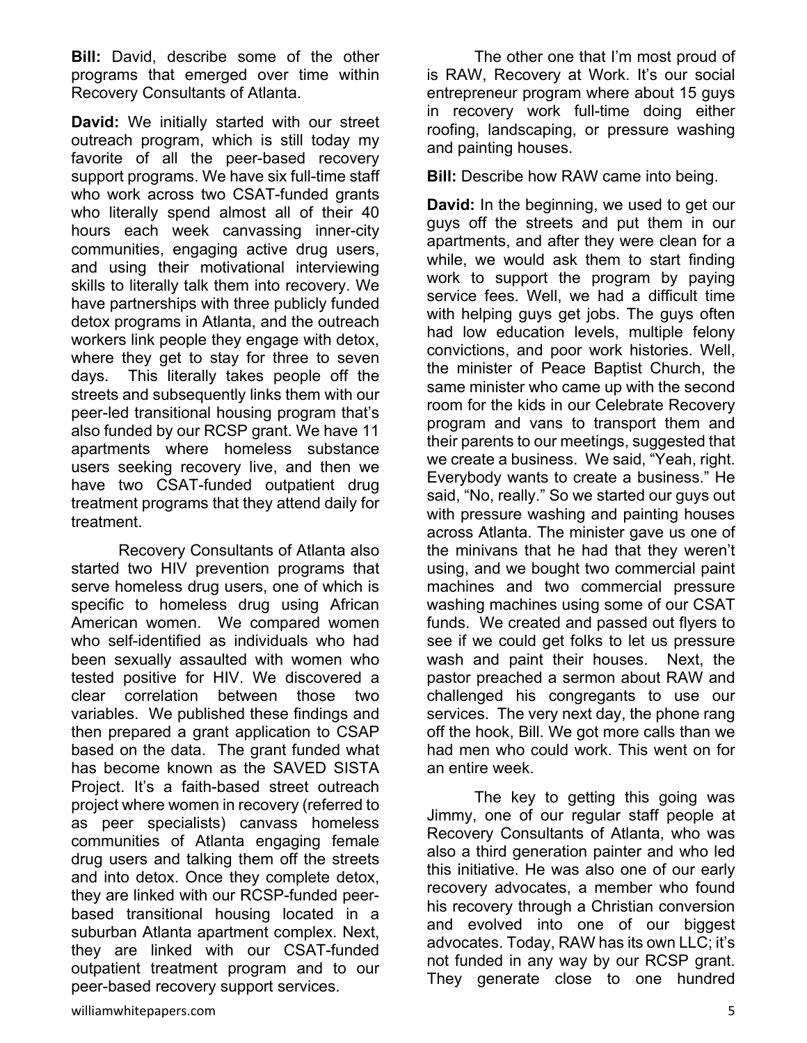**Bill:** David, describe some of the other programs that emerged over time within Recovery Consultants of Atlanta.

**David:** We initially started with our street outreach program, which is still today my favorite of all the peer-based recovery support programs. We have six full-time staff who work across two CSAT-funded grants who literally spend almost all of their 40 hours each week canvassing inner-city communities, engaging active drug users, and using their motivational interviewing skills to literally talk them into recovery. We have partnerships with three publicly funded detox programs in Atlanta, and the outreach workers link people they engage with detox, where they get to stay for three to seven days. This literally takes people off the streets and subsequently links them with our peer-led transitional housing program that's also funded by our RCSP grant. We have 11 apartments where homeless substance users seeking recovery live, and then we have two CSAT-funded outpatient drug treatment programs that they attend daily for treatment.

Recovery Consultants of Atlanta also started two HIV prevention programs that serve homeless drug users, one of which is specific to homeless drug using African American women. We compared women who self-identified as individuals who had been sexually assaulted with women who tested positive for HIV. We discovered a clear correlation between those two variables. We published these findings and then prepared a grant application to CSAP based on the data. The grant funded what has become known as the SAVED SISTA Project. It's a faith-based street outreach project where women in recovery (referred to as peer specialists) canvass homeless communities of Atlanta engaging female drug users and talking them off the streets and into detox. Once they complete detox, they are linked with our RCSP-funded peer-based transitional housing located in a suburban Atlanta apartment complex. Next, they are linked with our CSAT-funded outpatient treatment program and to our peer-based recovery support services.

The other one that I'm most proud of is RAW, Recovery at Work. It's our social entrepreneur program where about 15 guys in recovery work full-time doing either roofing, landscaping, or pressure washing and painting houses.

**Bill:** Describe how RAW came into being.

**David:** In the beginning, we used to get our guys off the streets and put them in our apartments, and after they were clean for a while, we would ask them to start finding work to support the program by paying service fees. Well, we had a difficult time with helping guys get jobs. The guys often had low education levels, multiple felony convictions, and poor work histories. Well, the minister of Peace Baptist Church, the same minister who came up with the second room for the kids in our Celebrate Recovery program and vans to transport them and their parents to our meetings, suggested that we create a business. We said, "Yeah, right. Everybody wants to create a business." He said, "No, really." So we started our guys out with pressure washing and painting houses across Atlanta. The minister gave us one of the minivans that he had that they weren't using, and we bought two commercial paint machines and two commercial pressure washing machines using some of our CSAT funds. We created and passed out flyers to see if we could get folks to let us pressure wash and paint their houses. Next, the pastor preached a sermon about RAW and challenged his congregants to use our services. The very next day, the phone rang off the hook, Bill. We got more calls than we had men who could work. This went on for an entire week.

The key to getting this going was Jimmy, one of our regular staff people at Recovery Consultants of Atlanta, who was also a third generation painter and who led this initiative. He was also one of our early recovery advocates, a member who found his recovery through a Christian conversion and evolved into one of our biggest advocates. Today, RAW has its own LLC; it's not funded in any way by our RCSP grant. They generate close to one hundred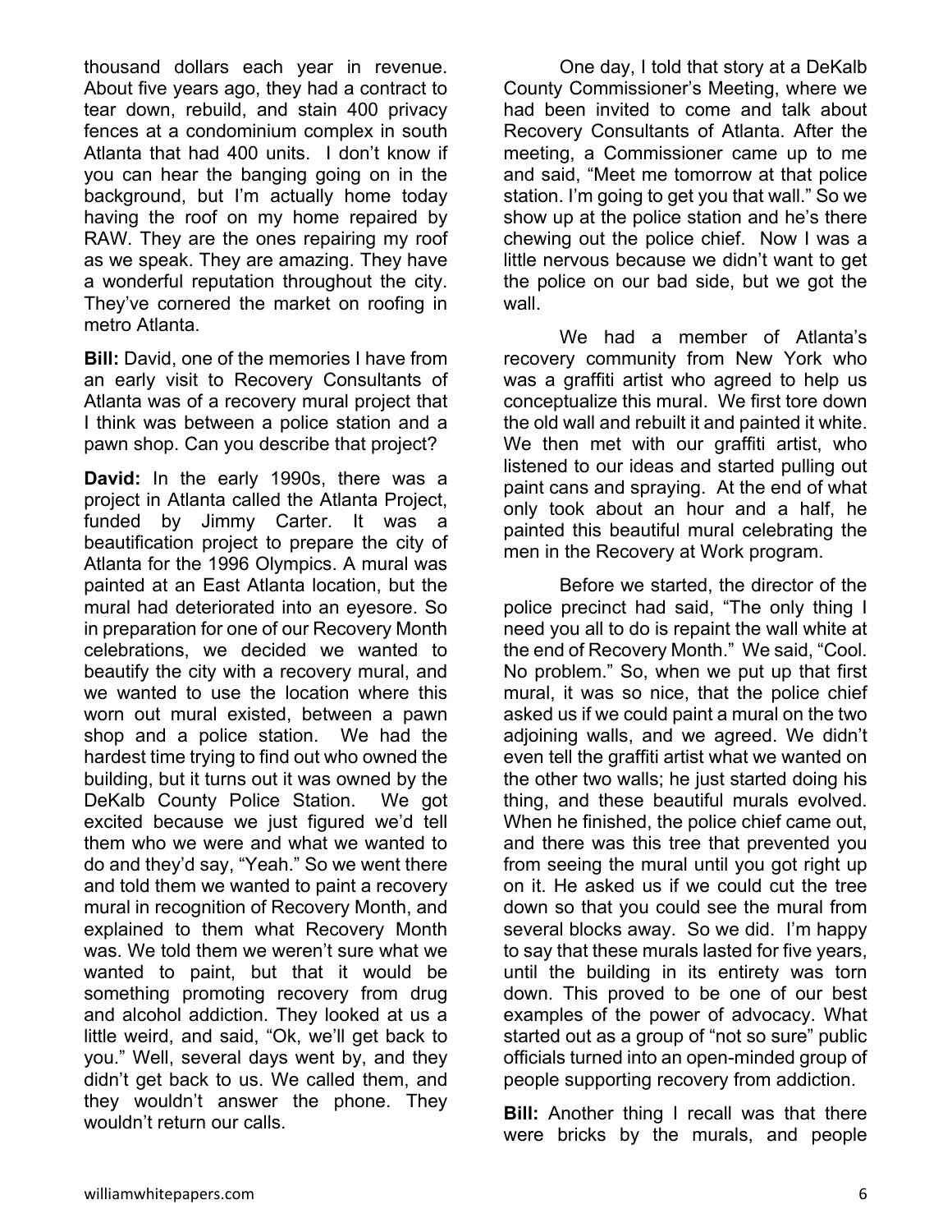thousand dollars each year in revenue. About five years ago, they had a contract to tear down, rebuild, and stain 400 privacy fences at a condominium complex in south Atlanta that had 400 units. I don't know if you can hear the banging going on in the background, but I'm actually home today having the roof on my home repaired by RAW. They are the ones repairing my roof as we speak. They are amazing. They have a wonderful reputation throughout the city. They've cornered the market on roofing in metro Atlanta.

**Bill:** David, one of the memories I have from an early visit to Recovery Consultants of Atlanta was of a recovery mural project that I think was between a police station and a pawn shop. Can you describe that project?

**David:** In the early 1990s, there was a project in Atlanta called the Atlanta Project, funded by Jimmy Carter. It was a beautification project to prepare the city of Atlanta for the 1996 Olympics. A mural was painted at an East Atlanta location, but the mural had deteriorated into an eyesore. So in preparation for one of our Recovery Month celebrations, we decided we wanted to beautify the city with a recovery mural, and we wanted to use the location where this worn out mural existed, between a pawn shop and a police station. We had the hardest time trying to find out who owned the building, but it turns out it was owned by the DeKalb County Police Station. We got excited because we just figured we'd tell them who we were and what we wanted to do and they'd say, "Yeah." So we went there and told them we wanted to paint a recovery mural in recognition of Recovery Month, and explained to them what Recovery Month was. We told them we weren't sure what we wanted to paint, but that it would be something promoting recovery from drug and alcohol addiction. They looked at us a little weird, and said, "Ok, we'll get back to you." Well, several days went by, and they didn't get back to us. We called them, and they wouldn't answer the phone. They wouldn't return our calls.

One day, I told that story at a DeKalb County Commissioner's Meeting, where we had been invited to come and talk about Recovery Consultants of Atlanta. After the meeting, a Commissioner came up to me and said, "Meet me tomorrow at that police station. I'm going to get you that wall." So we show up at the police station and he's there chewing out the police chief. Now I was a little nervous because we didn't want to get the police on our bad side, but we got the wall.

We had a member of Atlanta's recovery community from New York who was a graffiti artist who agreed to help us conceptualize this mural. We first tore down the old wall and rebuilt it and painted it white. We then met with our graffiti artist, who listened to our ideas and started pulling out paint cans and spraying. At the end of what only took about an hour and a half, he painted this beautiful mural celebrating the men in the Recovery at Work program.

Before we started, the director of the police precinct had said, "The only thing I need you all to do is repaint the wall white at the end of Recovery Month." We said, "Cool. No problem." So, when we put up that first mural, it was so nice, that the police chief asked us if we could paint a mural on the two adjoining walls, and we agreed. We didn't even tell the graffiti artist what we wanted on the other two walls; he just started doing his thing, and these beautiful murals evolved. When he finished, the police chief came out, and there was this tree that prevented you from seeing the mural until you got right up on it. He asked us if we could cut the tree down so that you could see the mural from several blocks away. So we did. I'm happy to say that these murals lasted for five years, until the building in its entirety was torn down. This proved to be one of our best examples of the power of advocacy. What started out as a group of "not so sure" public officials turned into an open-minded group of people supporting recovery from addiction.

**Bill:** Another thing I recall was that there were bricks by the murals, and people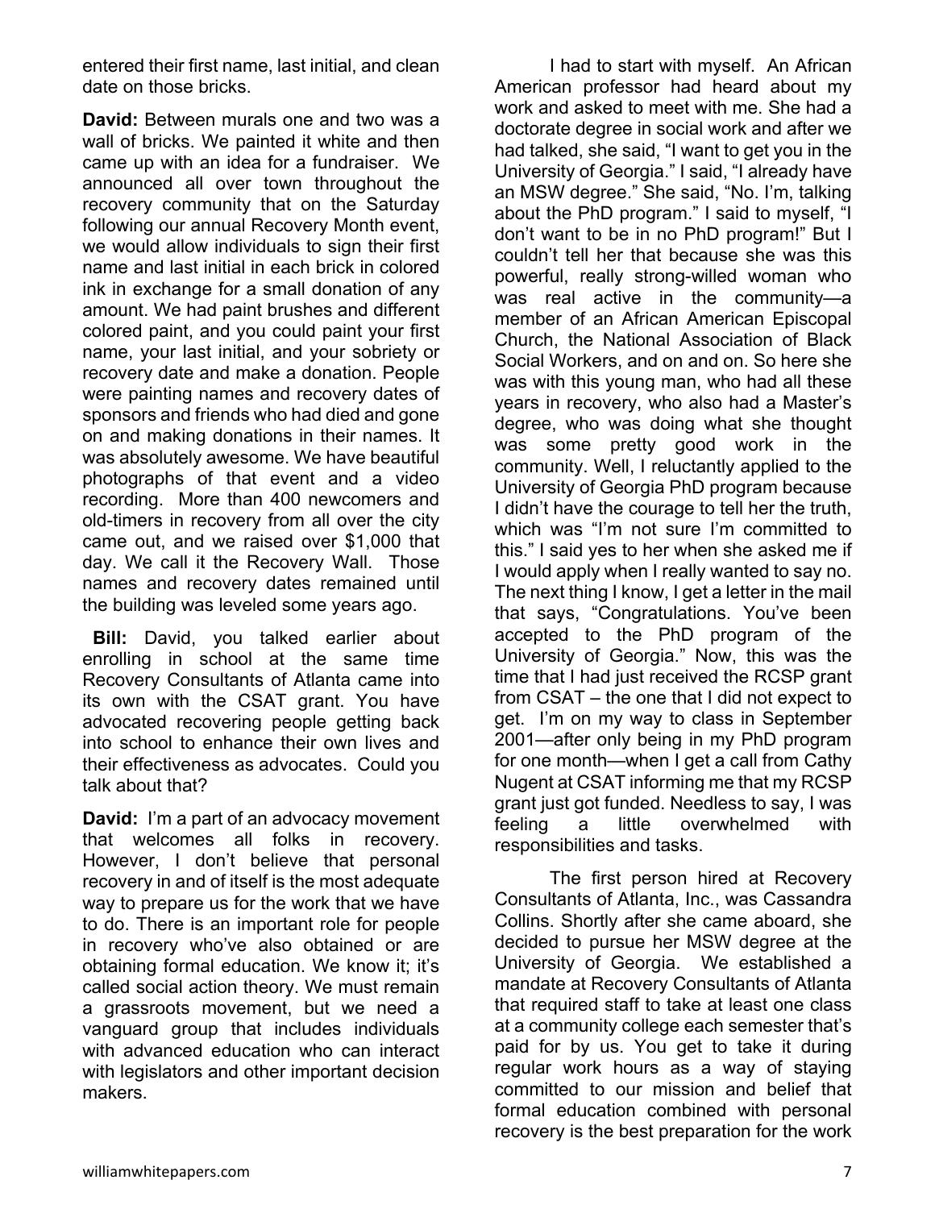entered their first name, last initial, and clean date on those bricks.

**David:** Between murals one and two was a wall of bricks. We painted it white and then came up with an idea for a fundraiser. We announced all over town throughout the recovery community that on the Saturday following our annual Recovery Month event, we would allow individuals to sign their first name and last initial in each brick in colored ink in exchange for a small donation of any amount. We had paint brushes and different colored paint, and you could paint your first name, your last initial, and your sobriety or recovery date and make a donation. People were painting names and recovery dates of sponsors and friends who had died and gone on and making donations in their names. It was absolutely awesome. We have beautiful photographs of that event and a video recording. More than 400 newcomers and old-timers in recovery from all over the city came out, and we raised over $1,000 that day. We call it the Recovery Wall. Those names and recovery dates remained until the building was leveled some years ago.

**Bill:** David, you talked earlier about enrolling in school at the same time Recovery Consultants of Atlanta came into its own with the CSAT grant. You have advocated recovering people getting back into school to enhance their own lives and their effectiveness as advocates. Could you talk about that?

**David:** I'm a part of an advocacy movement that welcomes all folks in recovery. However, I don't believe that personal recovery in and of itself is the most adequate way to prepare us for the work that we have to do. There is an important role for people in recovery who've also obtained or are obtaining formal education. We know it; it's called social action theory. We must remain a grassroots movement, but we need a vanguard group that includes individuals with advanced education who can interact with legislators and other important decision makers.

I had to start with myself. An African American professor had heard about my work and asked to meet with me. She had a doctorate degree in social work and after we had talked, she said, "I want to get you in the University of Georgia." I said, "I already have an MSW degree." She said, "No. I'm, talking about the PhD program." I said to myself, "I don't want to be in no PhD program!" But I couldn't tell her that because she was this powerful, really strong-willed woman who was real active in the community—a member of an African American Episcopal Church, the National Association of Black Social Workers, and on and on. So here she was with this young man, who had all these years in recovery, who also had a Master's degree, who was doing what she thought was some pretty good work in the community. Well, I reluctantly applied to the University of Georgia PhD program because I didn't have the courage to tell her the truth, which was "I'm not sure I'm committed to this." I said yes to her when she asked me if I would apply when I really wanted to say no. The next thing I know, I get a letter in the mail that says, "Congratulations. You've been accepted to the PhD program of the University of Georgia." Now, this was the time that I had just received the RCSP grant from CSAT – the one that I did not expect to get. I'm on my way to class in September 2001—after only being in my PhD program for one month—when I get a call from Cathy Nugent at CSAT informing me that my RCSP grant just got funded. Needless to say, I was feeling a little overwhelmed with responsibilities and tasks.

The first person hired at Recovery Consultants of Atlanta, Inc., was Cassandra Collins. Shortly after she came aboard, she decided to pursue her MSW degree at the University of Georgia. We established a mandate at Recovery Consultants of Atlanta that required staff to take at least one class at a community college each semester that's paid for by us. You get to take it during regular work hours as a way of staying committed to our mission and belief that formal education combined with personal recovery is the best preparation for the work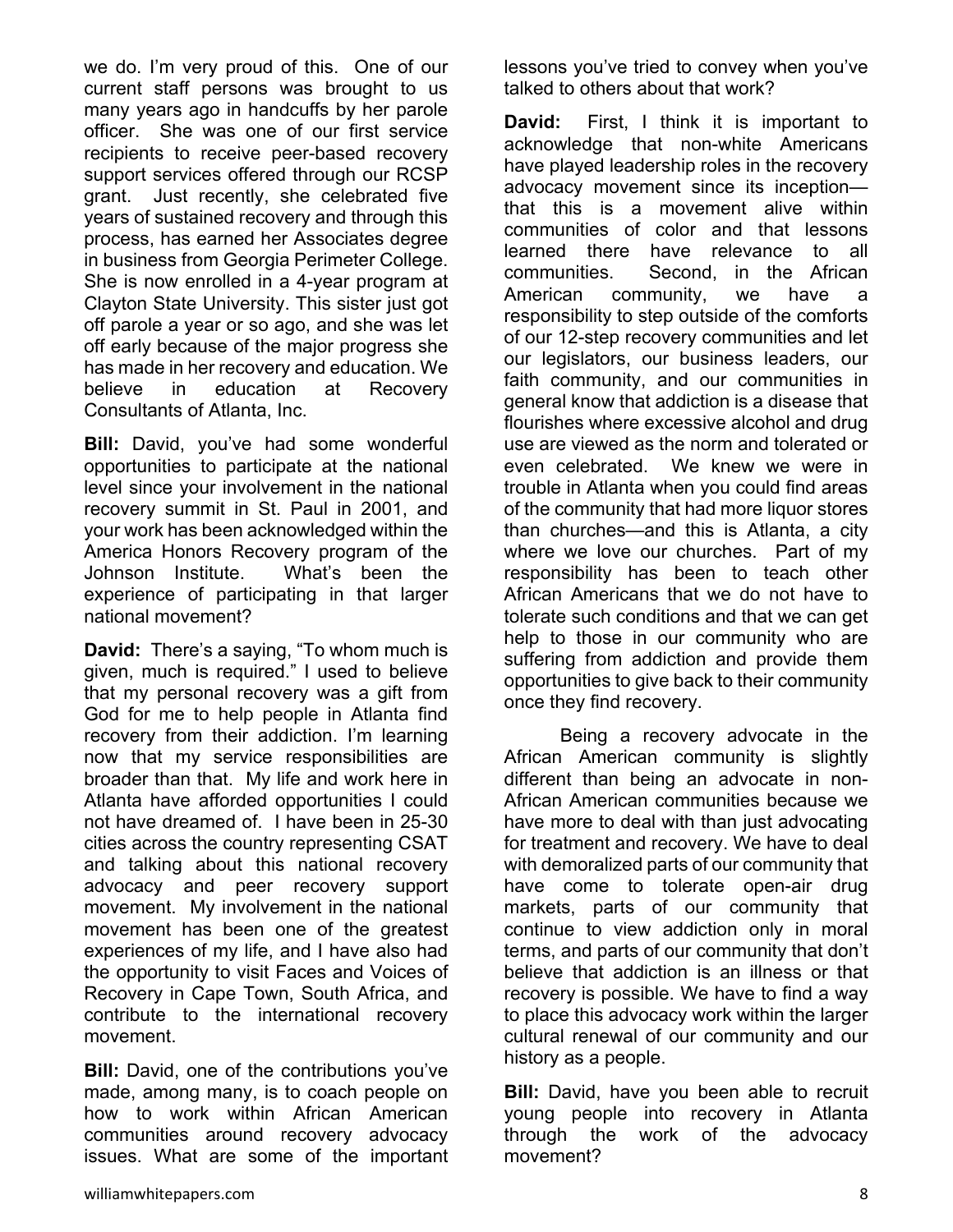we do. I'm very proud of this. One of our current staff persons was brought to us many years ago in handcuffs by her parole officer. She was one of our first service recipients to receive peer-based recovery support services offered through our RCSP grant. Just recently, she celebrated five years of sustained recovery and through this process, has earned her Associates degree in business from Georgia Perimeter College. She is now enrolled in a 4-year program at Clayton State University. This sister just got off parole a year or so ago, and she was let off early because of the major progress she has made in her recovery and education. We believe in education at Recovery Consultants of Atlanta, Inc.

**Bill:** David, you've had some wonderful opportunities to participate at the national level since your involvement in the national recovery summit in St. Paul in 2001, and your work has been acknowledged within the America Honors Recovery program of the Johnson Institute. What's been the experience of participating in that larger national movement?

**David:** There's a saying, "To whom much is given, much is required." I used to believe that my personal recovery was a gift from God for me to help people in Atlanta find recovery from their addiction. I'm learning now that my service responsibilities are broader than that. My life and work here in Atlanta have afforded opportunities I could not have dreamed of. I have been in 25-30 cities across the country representing CSAT and talking about this national recovery advocacy and peer recovery support movement. My involvement in the national movement has been one of the greatest experiences of my life, and I have also had the opportunity to visit Faces and Voices of Recovery in Cape Town, South Africa, and contribute to the international recovery movement.

**Bill:** David, one of the contributions you've made, among many, is to coach people on how to work within African American communities around recovery advocacy issues. What are some of the important lessons you've tried to convey when you've talked to others about that work?

**David:** First, I think it is important to acknowledge that non-white Americans have played leadership roles in the recovery advocacy movement since its inception—that this is a movement alive within communities of color and that lessons learned there have relevance to all communities. Second, in the African American community, we have a responsibility to step outside of the comforts of our 12-step recovery communities and let our legislators, our business leaders, our faith community, and our communities in general know that addiction is a disease that flourishes where excessive alcohol and drug use are viewed as the norm and tolerated or even celebrated. We knew we were in trouble in Atlanta when you could find areas of the community that had more liquor stores than churches—and this is Atlanta, a city where we love our churches. Part of my responsibility has been to teach other African Americans that we do not have to tolerate such conditions and that we can get help to those in our community who are suffering from addiction and provide them opportunities to give back to their community once they find recovery.

Being a recovery advocate in the African American community is slightly different than being an advocate in non-African American communities because we have more to deal with than just advocating for treatment and recovery. We have to deal with demoralized parts of our community that have come to tolerate open-air drug markets, parts of our community that continue to view addiction only in moral terms, and parts of our community that don't believe that addiction is an illness or that recovery is possible. We have to find a way to place this advocacy work within the larger cultural renewal of our community and our history as a people.

**Bill:** David, have you been able to recruit young people into recovery in Atlanta through the work of the advocacy movement?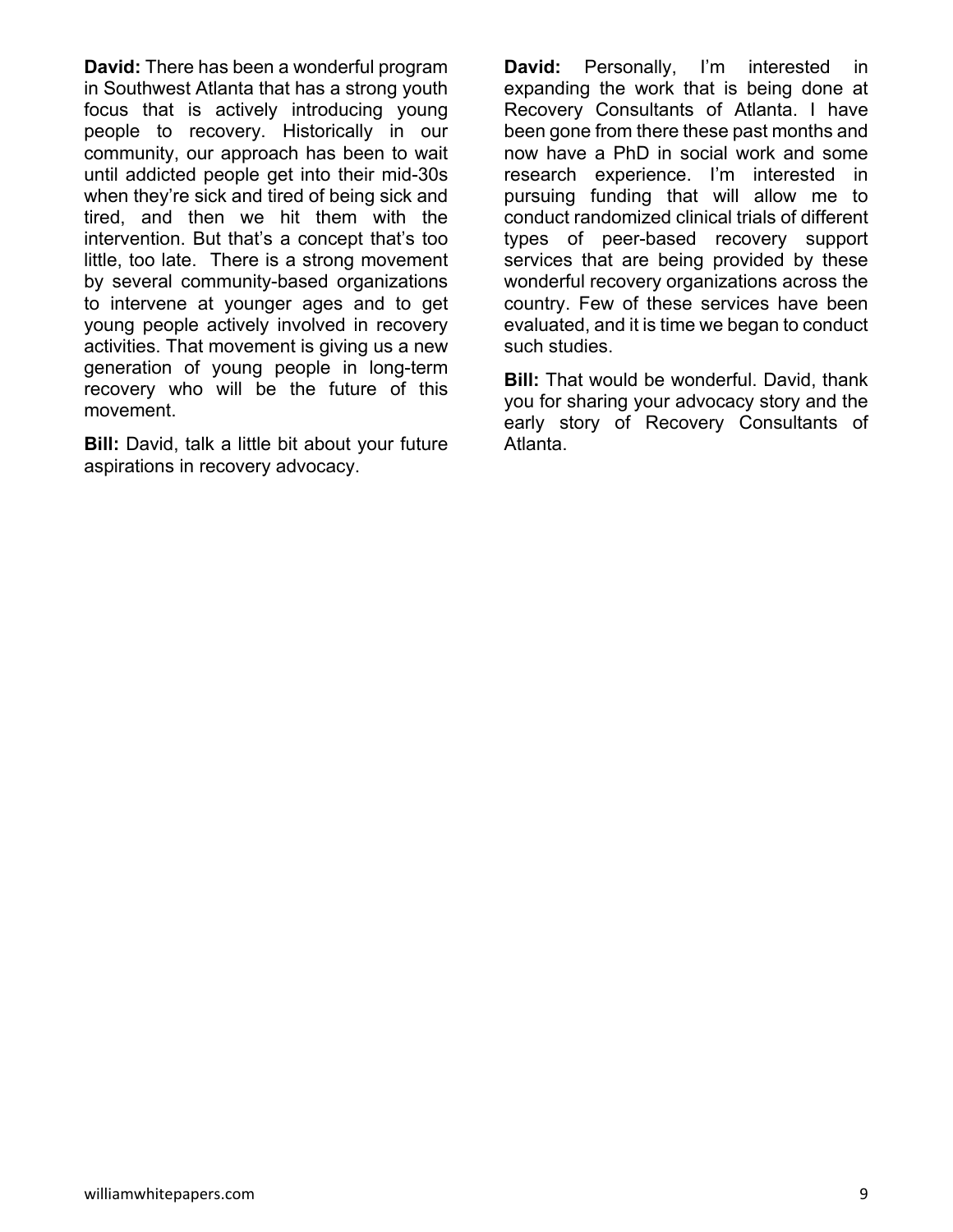**David:** There has been a wonderful program in Southwest Atlanta that has a strong youth focus that is actively introducing young people to recovery. Historically in our community, our approach has been to wait until addicted people get into their mid-30s when they're sick and tired of being sick and tired, and then we hit them with the intervention. But that's a concept that's too little, too late. There is a strong movement by several community-based organizations to intervene at younger ages and to get young people actively involved in recovery activities. That movement is giving us a new generation of young people in long-term recovery who will be the future of this movement.

**Bill:** David, talk a little bit about your future aspirations in recovery advocacy.

**David:** Personally, I'm interested in expanding the work that is being done at Recovery Consultants of Atlanta. I have been gone from there these past months and now have a PhD in social work and some research experience. I'm interested in pursuing funding that will allow me to conduct randomized clinical trials of different types of peer-based recovery support services that are being provided by these wonderful recovery organizations across the country. Few of these services have been evaluated, and it is time we began to conduct such studies.

**Bill:** That would be wonderful. David, thank you for sharing your advocacy story and the early story of Recovery Consultants of Atlanta.